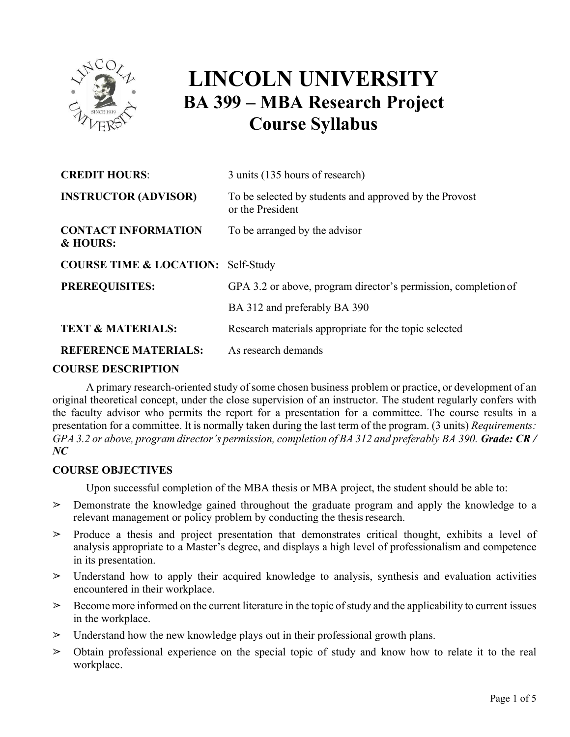# LINCOLN UNIVERSITY

## BA 399 – MBA Research Project

## Course Syllabus

| | |
|---|---|
| **CREDIT HOURS**: | 3 units (135 hours of research) |
| **INSTRUCTOR (ADVISOR)** | To be selected by students and approved by the Provost or the President |
| **CONTACT INFORMATION & HOURS:** | To be arranged by the advisor |
| **COURSE TIME & LOCATION:** | Self-Study |
| **PREREQUISITES:** | GPA 3.2 or above, program director's permission, completion of BA 312 and preferably BA 390 |
| **TEXT & MATERIALS:** | Research materials appropriate for the topic selected |
| **REFERENCE MATERIALS:** | As research demands |

**COURSE DESCRIPTION**

A primary research-oriented study of some chosen business problem or practice, or development of an original theoretical concept, under the close supervision of an instructor. The student regularly confers with the faculty advisor who permits the report for a presentation for a committee. The course results in a presentation for a committee. It is normally taken during the last term of the program. (3 units) *Requirements: GPA 3.2 or above, program director's permission, completion of BA 312 and preferably BA 390.* ***Grade: CR / NC***

**COURSE OBJECTIVES**

Upon successful completion of the MBA thesis or MBA project, the student should be able to:

- Demonstrate the knowledge gained throughout the graduate program and apply the knowledge to a relevant management or policy problem by conducting the thesis research.
- Produce a thesis and project presentation that demonstrates critical thought, exhibits a level of analysis appropriate to a Master's degree, and displays a high level of professionalism and competence in its presentation.
- Understand how to apply their acquired knowledge to analysis, synthesis and evaluation activities encountered in their workplace.
- Become more informed on the current literature in the topic of study and the applicability to current issues in the workplace.
- Understand how the new knowledge plays out in their professional growth plans.
- Obtain professional experience on the special topic of study and know how to relate it to the real workplace.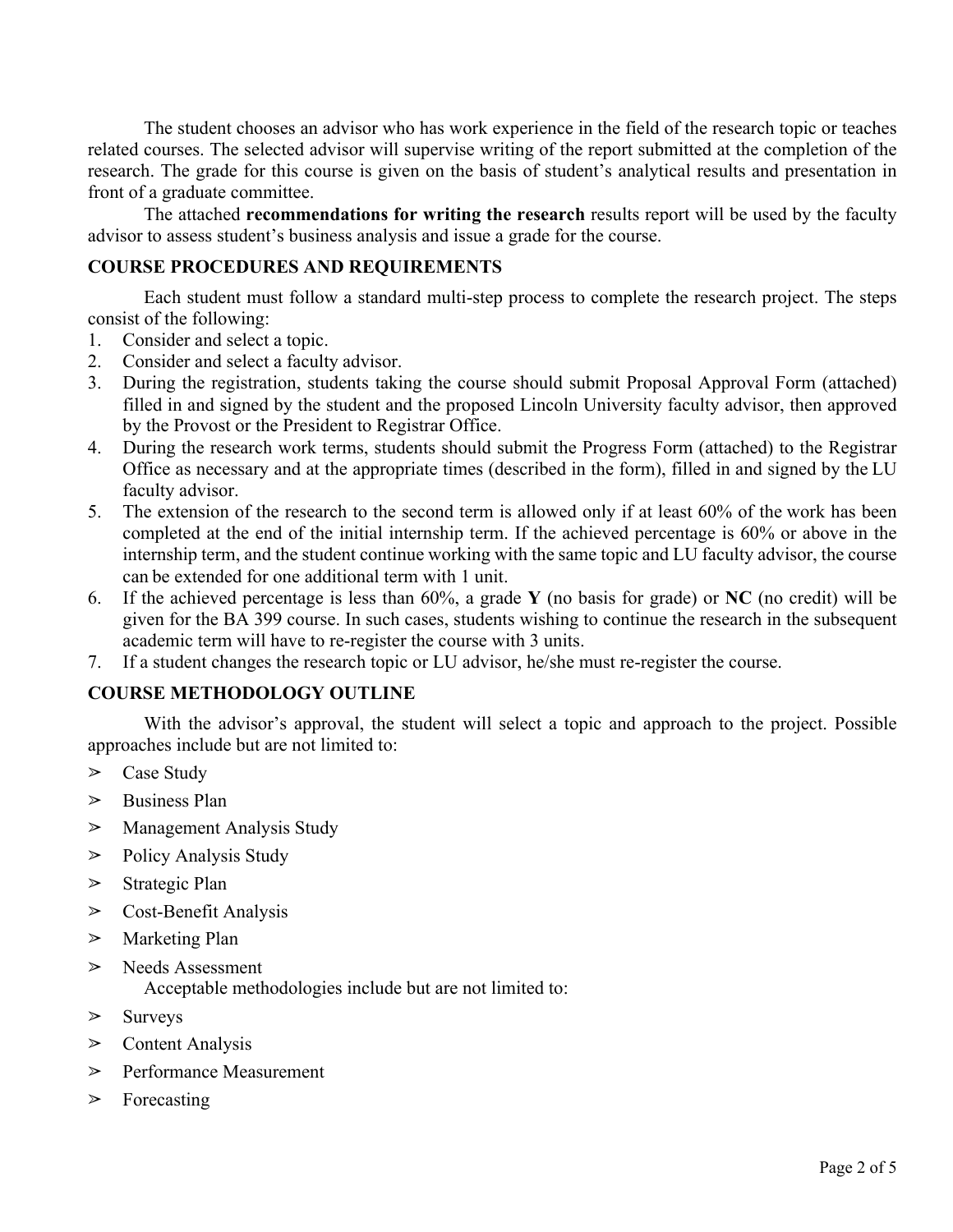The student chooses an advisor who has work experience in the field of the research topic or teaches related courses. The selected advisor will supervise writing of the report submitted at the completion of the research. The grade for this course is given on the basis of student's analytical results and presentation in front of a graduate committee.

The attached **recommendations for writing the research** results report will be used by the faculty advisor to assess student's business analysis and issue a grade for the course.

## COURSE PROCEDURES AND REQUIREMENTS

Each student must follow a standard multi-step process to complete the research project. The steps consist of the following:

1. Consider and select a topic.
2. Consider and select a faculty advisor.
3. During the registration, students taking the course should submit Proposal Approval Form (attached) filled in and signed by the student and the proposed Lincoln University faculty advisor, then approved by the Provost or the President to Registrar Office.
4. During the research work terms, students should submit the Progress Form (attached) to the Registrar Office as necessary and at the appropriate times (described in the form), filled in and signed by the LU faculty advisor.
5. The extension of the research to the second term is allowed only if at least 60% of the work has been completed at the end of the initial internship term. If the achieved percentage is 60% or above in the internship term, and the student continue working with the same topic and LU faculty advisor, the course can be extended for one additional term with 1 unit.
6. If the achieved percentage is less than 60%, a grade **Y** (no basis for grade) or **NC** (no credit) will be given for the BA 399 course. In such cases, students wishing to continue the research in the subsequent academic term will have to re-register the course with 3 units.
7. If a student changes the research topic or LU advisor, he/she must re-register the course.

## COURSE METHODOLOGY OUTLINE

With the advisor's approval, the student will select a topic and approach to the project. Possible approaches include but are not limited to:

- Case Study
- Business Plan
- Management Analysis Study
- Policy Analysis Study
- Strategic Plan
- Cost-Benefit Analysis
- Marketing Plan
- Needs Assessment

Acceptable methodologies include but are not limited to:

- Surveys
- Content Analysis
- Performance Measurement
- Forecasting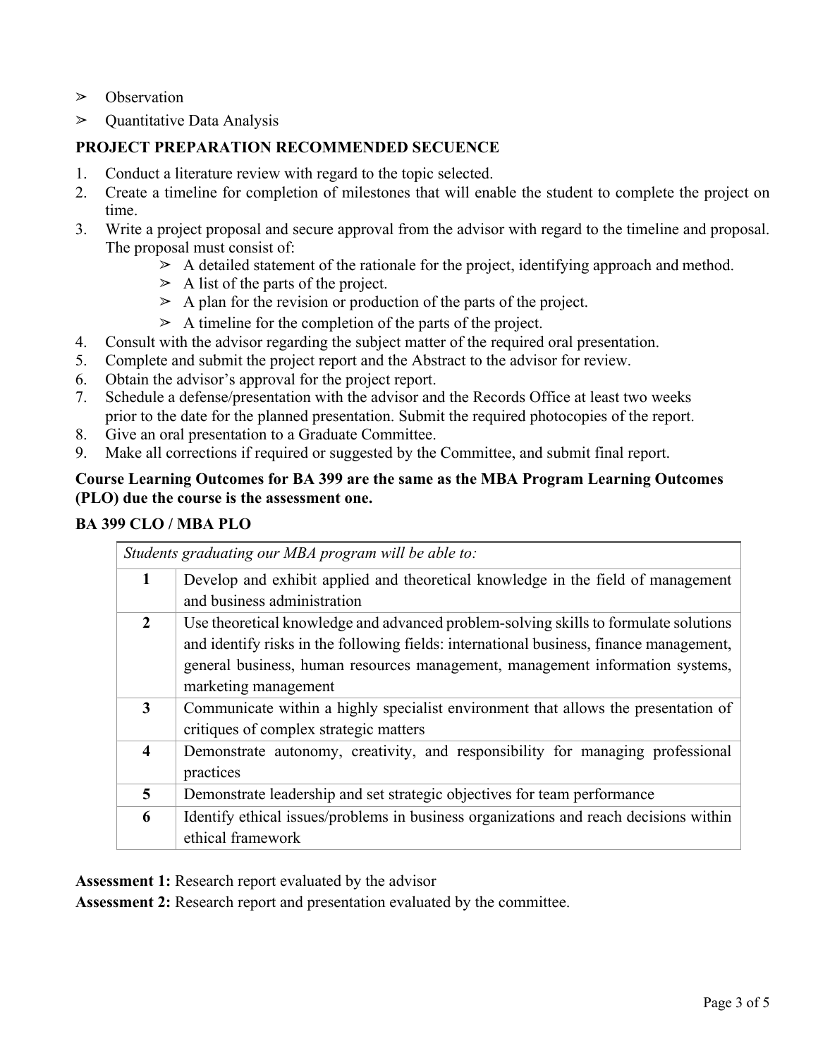- ➢ Observation
- ➢ Quantitative Data Analysis

**PROJECT PREPARATION RECOMMENDED SECUENCE**

1. Conduct a literature review with regard to the topic selected.
2. Create a timeline for completion of milestones that will enable the student to complete the project on time.
3. Write a project proposal and secure approval from the advisor with regard to the timeline and proposal. The proposal must consist of:
   - ➢ A detailed statement of the rationale for the project, identifying approach and method.
   - ➢ A list of the parts of the project.
   - ➢ A plan for the revision or production of the parts of the project.
   - ➢ A timeline for the completion of the parts of the project.
4. Consult with the advisor regarding the subject matter of the required oral presentation.
5. Complete and submit the project report and the Abstract to the advisor for review.
6. Obtain the advisor's approval for the project report.
7. Schedule a defense/presentation with the advisor and the Records Office at least two weeks prior to the date for the planned presentation. Submit the required photocopies of the report.
8. Give an oral presentation to a Graduate Committee.
9. Make all corrections if required or suggested by the Committee, and submit final report.

**Course Learning Outcomes for BA 399 are the same as the MBA Program Learning Outcomes (PLO) due the course is the assessment one.**

**BA 399 CLO / MBA PLO**

| *Students graduating our MBA program will be able to:* | |
|---|---|
| **1** | Develop and exhibit applied and theoretical knowledge in the field of management and business administration |
| **2** | Use theoretical knowledge and advanced problem-solving skills to formulate solutions and identify risks in the following fields: international business, finance management, general business, human resources management, management information systems, marketing management |
| **3** | Communicate within a highly specialist environment that allows the presentation of critiques of complex strategic matters |
| **4** | Demonstrate autonomy, creativity, and responsibility for managing professional practices |
| **5** | Demonstrate leadership and set strategic objectives for team performance |
| **6** | Identify ethical issues/problems in business organizations and reach decisions within ethical framework |

**Assessment 1:** Research report evaluated by the advisor

**Assessment 2:** Research report and presentation evaluated by the committee.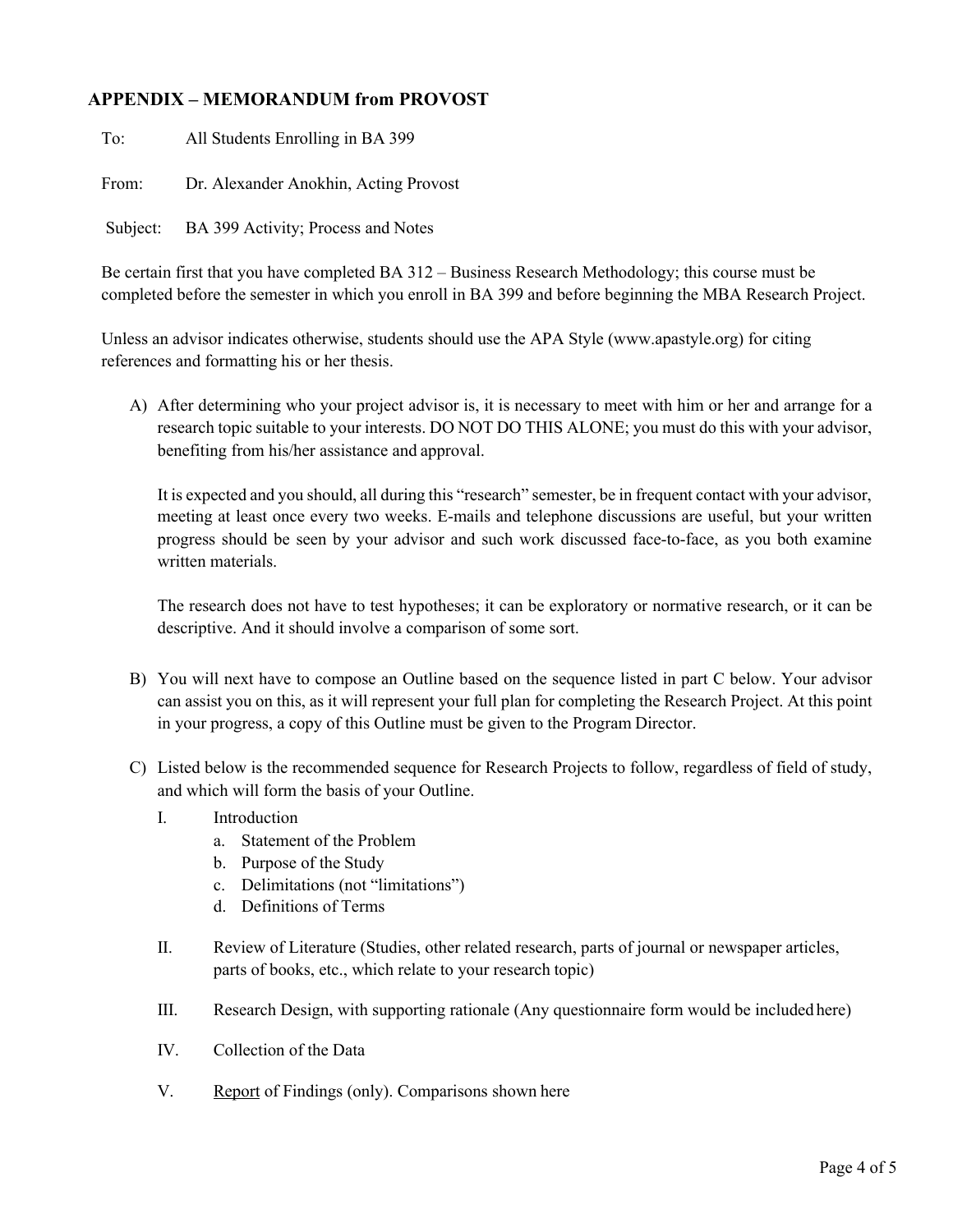## APPENDIX – MEMORANDUM from PROVOST

To: All Students Enrolling in BA 399

From: Dr. Alexander Anokhin, Acting Provost

Subject: BA 399 Activity; Process and Notes

Be certain first that you have completed BA 312 – Business Research Methodology; this course must be completed before the semester in which you enroll in BA 399 and before beginning the MBA Research Project.

Unless an advisor indicates otherwise, students should use the APA Style (www.apastyle.org) for citing references and formatting his or her thesis.

A) After determining who your project advisor is, it is necessary to meet with him or her and arrange for a research topic suitable to your interests. DO NOT DO THIS ALONE; you must do this with your advisor, benefiting from his/her assistance and approval.

   It is expected and you should, all during this "research" semester, be in frequent contact with your advisor, meeting at least once every two weeks. E-mails and telephone discussions are useful, but your written progress should be seen by your advisor and such work discussed face-to-face, as you both examine written materials.

   The research does not have to test hypotheses; it can be exploratory or normative research, or it can be descriptive. And it should involve a comparison of some sort.

B) You will next have to compose an Outline based on the sequence listed in part C below. Your advisor can assist you on this, as it will represent your full plan for completing the Research Project. At this point in your progress, a copy of this Outline must be given to the Program Director.

C) Listed below is the recommended sequence for Research Projects to follow, regardless of field of study, and which will form the basis of your Outline.

   I. Introduction
      a. Statement of the Problem
      b. Purpose of the Study
      c. Delimitations (not "limitations")
      d. Definitions of Terms

   II. Review of Literature (Studies, other related research, parts of journal or newspaper articles, parts of books, etc., which relate to your research topic)

   III. Research Design, with supporting rationale (Any questionnaire form would be included here)

   IV. Collection of the Data

   V. <u>Report</u> of Findings (only). Comparisons shown here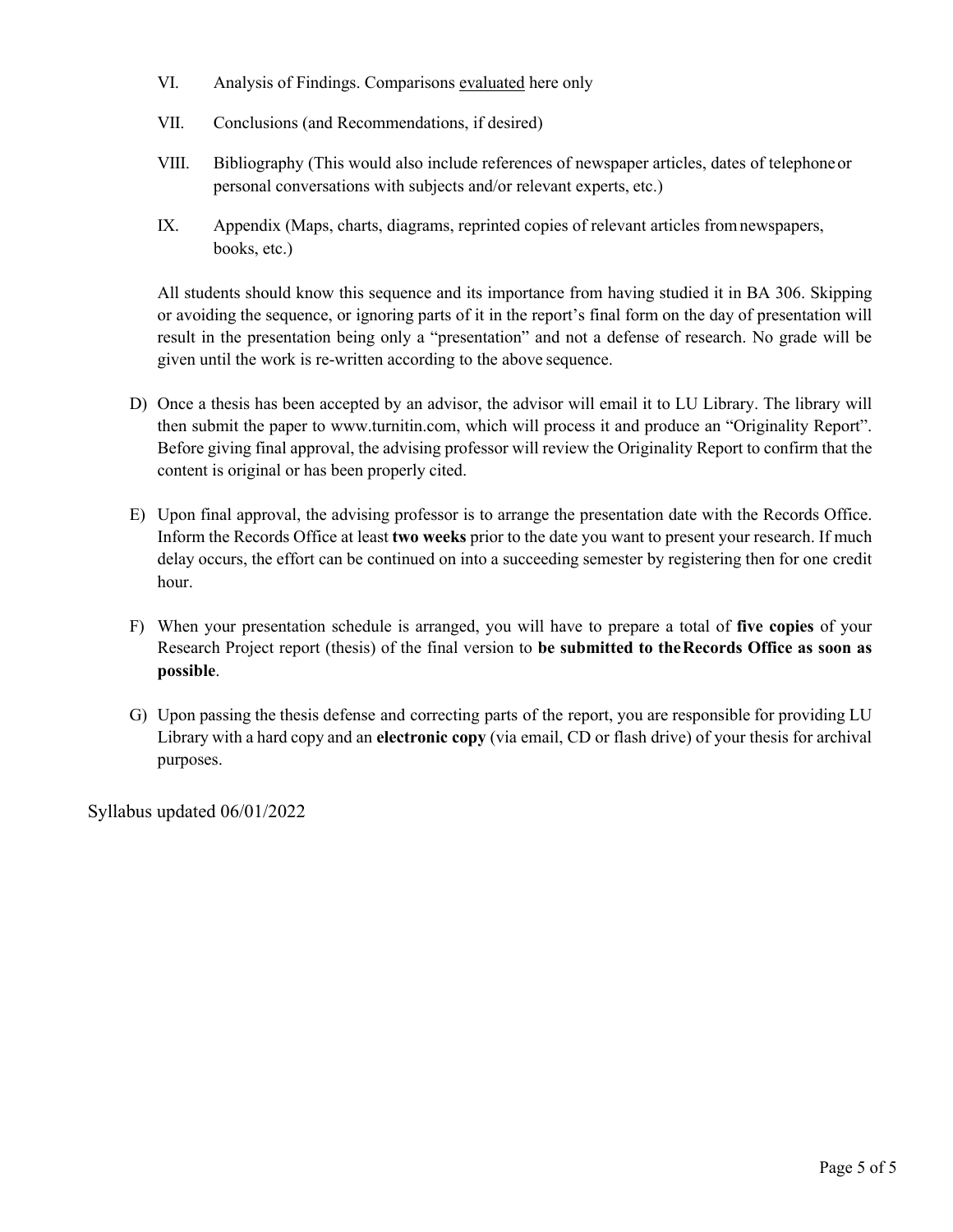VI. Analysis of Findings. Comparisons <u>evaluated</u> here only

VII. Conclusions (and Recommendations, if desired)

VIII. Bibliography (This would also include references of newspaper articles, dates of telephone or personal conversations with subjects and/or relevant experts, etc.)

IX. Appendix (Maps, charts, diagrams, reprinted copies of relevant articles from newspapers, books, etc.)

All students should know this sequence and its importance from having studied it in BA 306. Skipping or avoiding the sequence, or ignoring parts of it in the report's final form on the day of presentation will result in the presentation being only a "presentation" and not a defense of research. No grade will be given until the work is re-written according to the above sequence.

D) Once a thesis has been accepted by an advisor, the advisor will email it to LU Library. The library will then submit the paper to www.turnitin.com, which will process it and produce an "Originality Report". Before giving final approval, the advising professor will review the Originality Report to confirm that the content is original or has been properly cited.

E) Upon final approval, the advising professor is to arrange the presentation date with the Records Office. Inform the Records Office at least **two weeks** prior to the date you want to present your research. If much delay occurs, the effort can be continued on into a succeeding semester by registering then for one credit hour.

F) When your presentation schedule is arranged, you will have to prepare a total of **five copies** of your Research Project report (thesis) of the final version to **be submitted to the Records Office as soon as possible**.

G) Upon passing the thesis defense and correcting parts of the report, you are responsible for providing LU Library with a hard copy and an **electronic copy** (via email, CD or flash drive) of your thesis for archival purposes.

Syllabus updated 06/01/2022